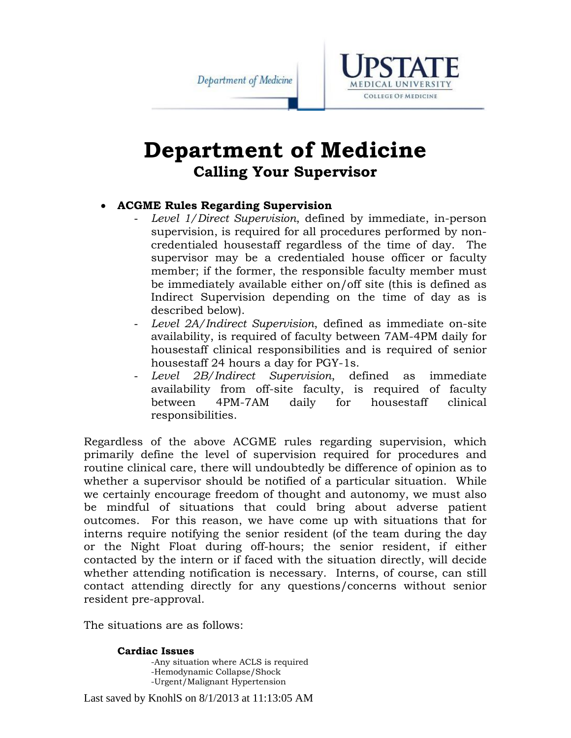# Department of Medicine

## Calling Your Supervisor

- **ACGME Rules Regarding Supervision**
  - *Level 1/Direct Supervision*, defined by immediate, in-person supervision, is required for all procedures performed by non-credentialed housestaff regardless of the time of day. The supervisor may be a credentialed house officer or faculty member; if the former, the responsible faculty member must be immediately available either on/off site (this is defined as Indirect Supervision depending on the time of day as is described below).
  - *Level 2A/Indirect Supervision*, defined as immediate on-site availability, is required of faculty between 7AM-4PM daily for housestaff clinical responsibilities and is required of senior housestaff 24 hours a day for PGY-1s.
  - *Level 2B/Indirect Supervision*, defined as immediate availability from off-site faculty, is required of faculty between 4PM-7AM daily for housestaff clinical responsibilities.

Regardless of the above ACGME rules regarding supervision, which primarily define the level of supervision required for procedures and routine clinical care, there will undoubtedly be difference of opinion as to whether a supervisor should be notified of a particular situation. While we certainly encourage freedom of thought and autonomy, we must also be mindful of situations that could bring about adverse patient outcomes. For this reason, we have come up with situations that for interns require notifying the senior resident (of the team during the day or the Night Float during off-hours; the senior resident, if either contacted by the intern or if faced with the situation directly, will decide whether attending notification is necessary. Interns, of course, can still contact attending directly for any questions/concerns without senior resident pre-approval.

The situations are as follows:

**Cardiac Issues**

-Any situation where ACLS is required
-Hemodynamic Collapse/Shock
-Urgent/Malignant Hypertension

Last saved by KnohlS on 8/1/2013 at 11:13:05 AM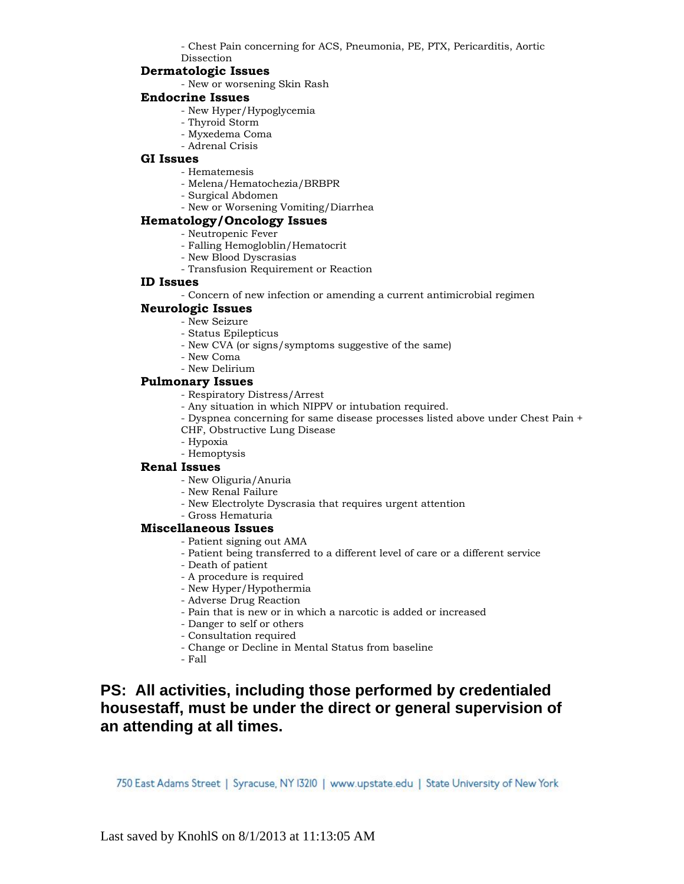- Chest Pain concerning for ACS, Pneumonia, PE, PTX, Pericarditis, Aortic Dissection

**Dermatologic Issues**

- New or worsening Skin Rash

**Endocrine Issues**

- New Hyper/Hypoglycemia
- Thyroid Storm
- Myxedema Coma
- Adrenal Crisis

**GI Issues**

- Hematemesis
- Melena/Hematochezia/BRBPR
- Surgical Abdomen
- New or Worsening Vomiting/Diarrhea

**Hematology/Oncology Issues**

- Neutropenic Fever
- Falling Hemogloblin/Hematocrit
- New Blood Dyscrasias
- Transfusion Requirement or Reaction

**ID Issues**

- Concern of new infection or amending a current antimicrobial regimen

**Neurologic Issues**

- New Seizure
- Status Epilepticus
- New CVA (or signs/symptoms suggestive of the same)
- New Coma
- New Delirium

**Pulmonary Issues**

- Respiratory Distress/Arrest
- Any situation in which NIPPV or intubation required.
- Dyspnea concerning for same disease processes listed above under Chest Pain + CHF, Obstructive Lung Disease
- Hypoxia
- Hemoptysis

**Renal Issues**

- New Oliguria/Anuria
- New Renal Failure
- New Electrolyte Dyscrasia that requires urgent attention
- Gross Hematuria

**Miscellaneous Issues**

- Patient signing out AMA
- Patient being transferred to a different level of care or a different service
- Death of patient
- A procedure is required
- New Hyper/Hypothermia
- Adverse Drug Reaction
- Pain that is new or in which a narcotic is added or increased
- Danger to self or others
- Consultation required
- Change or Decline in Mental Status from baseline
- Fall

**PS: All activities, including those performed by credentialed housestaff, must be under the direct or general supervision of an attending at all times.**

750 East Adams Street | Syracuse, NY 13210 | www.upstate.edu | State University of New York

Last saved by KnohlS on 8/1/2013 at 11:13:05 AM